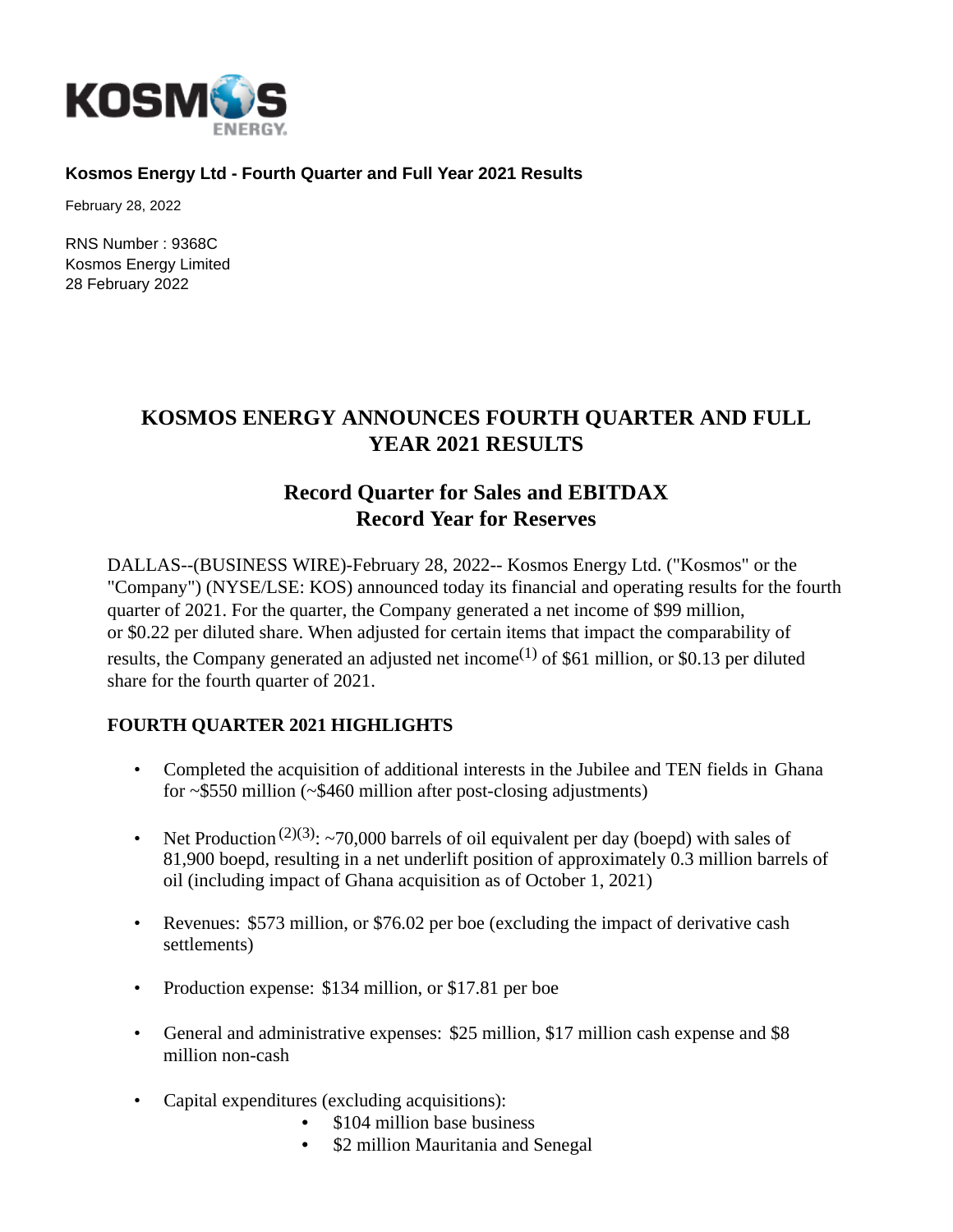**Kosmos Energy Ltd - Fourth Quarter and Full Year 2021 Results**

February 28, 2022

RNS Number : 9368C
Kosmos Energy Limited
28 February 2022

# KOSMOS ENERGY ANNOUNCES FOURTH QUARTER AND FULL YEAR 2021 RESULTS

## Record Quarter for Sales and EBITDAX
## Record Year for Reserves

DALLAS--(BUSINESS WIRE)-February 28, 2022-- Kosmos Energy Ltd. ("Kosmos" or the "Company") (NYSE/LSE: KOS) announced today its financial and operating results for the fourth quarter of 2021. For the quarter, the Company generated a net income of $99 million, or $0.22 per diluted share. When adjusted for certain items that impact the comparability of results, the Company generated an adjusted net income[1] of $61 million, or $0.13 per diluted share for the fourth quarter of 2021.

**FOURTH QUARTER 2021 HIGHLIGHTS**

- Completed the acquisition of additional interests in the Jubilee and TEN fields in Ghana for ~$550 million (~$460 million after post-closing adjustments)
- Net Production[2][3]: ~70,000 barrels of oil equivalent per day (boepd) with sales of 81,900 boepd, resulting in a net underlift position of approximately 0.3 million barrels of oil (including impact of Ghana acquisition as of October 1, 2021)
- Revenues: $573 million, or $76.02 per boe (excluding the impact of derivative cash settlements)
- Production expense: $134 million, or $17.81 per boe
- General and administrative expenses: $25 million, $17 million cash expense and $8 million non-cash
- Capital expenditures (excluding acquisitions):
  - $104 million base business
  - $2 million Mauritania and Senegal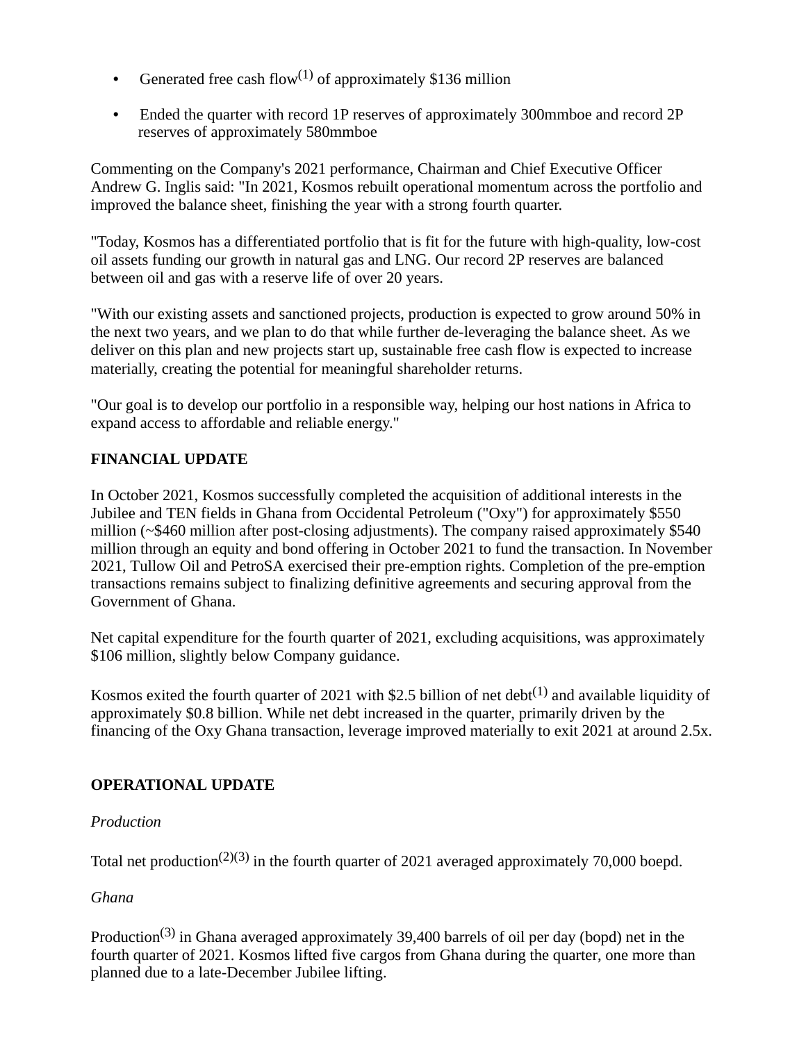- Generated free cash flow[1] of approximately $136 million
- Ended the quarter with record 1P reserves of approximately 300mmboe and record 2P reserves of approximately 580mmboe

Commenting on the Company's 2021 performance, Chairman and Chief Executive Officer Andrew G. Inglis said: "In 2021, Kosmos rebuilt operational momentum across the portfolio and improved the balance sheet, finishing the year with a strong fourth quarter.

"Today, Kosmos has a differentiated portfolio that is fit for the future with high-quality, low-cost oil assets funding our growth in natural gas and LNG. Our record 2P reserves are balanced between oil and gas with a reserve life of over 20 years.

"With our existing assets and sanctioned projects, production is expected to grow around 50% in the next two years, and we plan to do that while further de-leveraging the balance sheet. As we deliver on this plan and new projects start up, sustainable free cash flow is expected to increase materially, creating the potential for meaningful shareholder returns.

"Our goal is to develop our portfolio in a responsible way, helping our host nations in Africa to expand access to affordable and reliable energy."

**FINANCIAL UPDATE**

In October 2021, Kosmos successfully completed the acquisition of additional interests in the Jubilee and TEN fields in Ghana from Occidental Petroleum ("Oxy") for approximately $550 million (~$460 million after post-closing adjustments). The company raised approximately $540 million through an equity and bond offering in October 2021 to fund the transaction. In November 2021, Tullow Oil and PetroSA exercised their pre-emption rights. Completion of the pre-emption transactions remains subject to finalizing definitive agreements and securing approval from the Government of Ghana.

Net capital expenditure for the fourth quarter of 2021, excluding acquisitions, was approximately $106 million, slightly below Company guidance.

Kosmos exited the fourth quarter of 2021 with $2.5 billion of net debt[1] and available liquidity of approximately $0.8 billion. While net debt increased in the quarter, primarily driven by the financing of the Oxy Ghana transaction, leverage improved materially to exit 2021 at around 2.5x.

**OPERATIONAL UPDATE**

*Production*

Total net production[2][3] in the fourth quarter of 2021 averaged approximately 70,000 boepd.

*Ghana*

Production[3] in Ghana averaged approximately 39,400 barrels of oil per day (bopd) net in the fourth quarter of 2021. Kosmos lifted five cargos from Ghana during the quarter, one more than planned due to a late-December Jubilee lifting.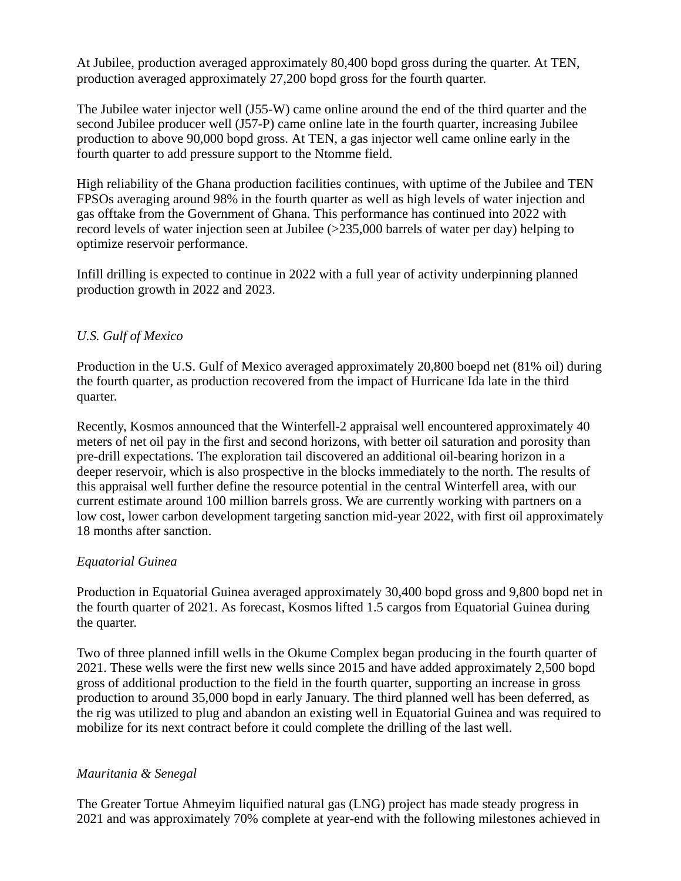At Jubilee, production averaged approximately 80,400 bopd gross during the quarter. At TEN, production averaged approximately 27,200 bopd gross for the fourth quarter.

The Jubilee water injector well (J55-W) came online around the end of the third quarter and the second Jubilee producer well (J57-P) came online late in the fourth quarter, increasing Jubilee production to above 90,000 bopd gross. At TEN, a gas injector well came online early in the fourth quarter to add pressure support to the Ntomme field.

High reliability of the Ghana production facilities continues, with uptime of the Jubilee and TEN FPSOs averaging around 98% in the fourth quarter as well as high levels of water injection and gas offtake from the Government of Ghana. This performance has continued into 2022 with record levels of water injection seen at Jubilee (>235,000 barrels of water per day) helping to optimize reservoir performance.

Infill drilling is expected to continue in 2022 with a full year of activity underpinning planned production growth in 2022 and 2023.

*U.S. Gulf of Mexico*

Production in the U.S. Gulf of Mexico averaged approximately 20,800 boepd net (81% oil) during the fourth quarter, as production recovered from the impact of Hurricane Ida late in the third quarter.

Recently, Kosmos announced that the Winterfell-2 appraisal well encountered approximately 40 meters of net oil pay in the first and second horizons, with better oil saturation and porosity than pre-drill expectations. The exploration tail discovered an additional oil-bearing horizon in a deeper reservoir, which is also prospective in the blocks immediately to the north. The results of this appraisal well further define the resource potential in the central Winterfell area, with our current estimate around 100 million barrels gross. We are currently working with partners on a low cost, lower carbon development targeting sanction mid-year 2022, with first oil approximately 18 months after sanction.

*Equatorial Guinea*

Production in Equatorial Guinea averaged approximately 30,400 bopd gross and 9,800 bopd net in the fourth quarter of 2021. As forecast, Kosmos lifted 1.5 cargos from Equatorial Guinea during the quarter.

Two of three planned infill wells in the Okume Complex began producing in the fourth quarter of 2021. These wells were the first new wells since 2015 and have added approximately 2,500 bopd gross of additional production to the field in the fourth quarter, supporting an increase in gross production to around 35,000 bopd in early January. The third planned well has been deferred, as the rig was utilized to plug and abandon an existing well in Equatorial Guinea and was required to mobilize for its next contract before it could complete the drilling of the last well.

*Mauritania & Senegal*

The Greater Tortue Ahmeyim liquified natural gas (LNG) project has made steady progress in 2021 and was approximately 70% complete at year-end with the following milestones achieved in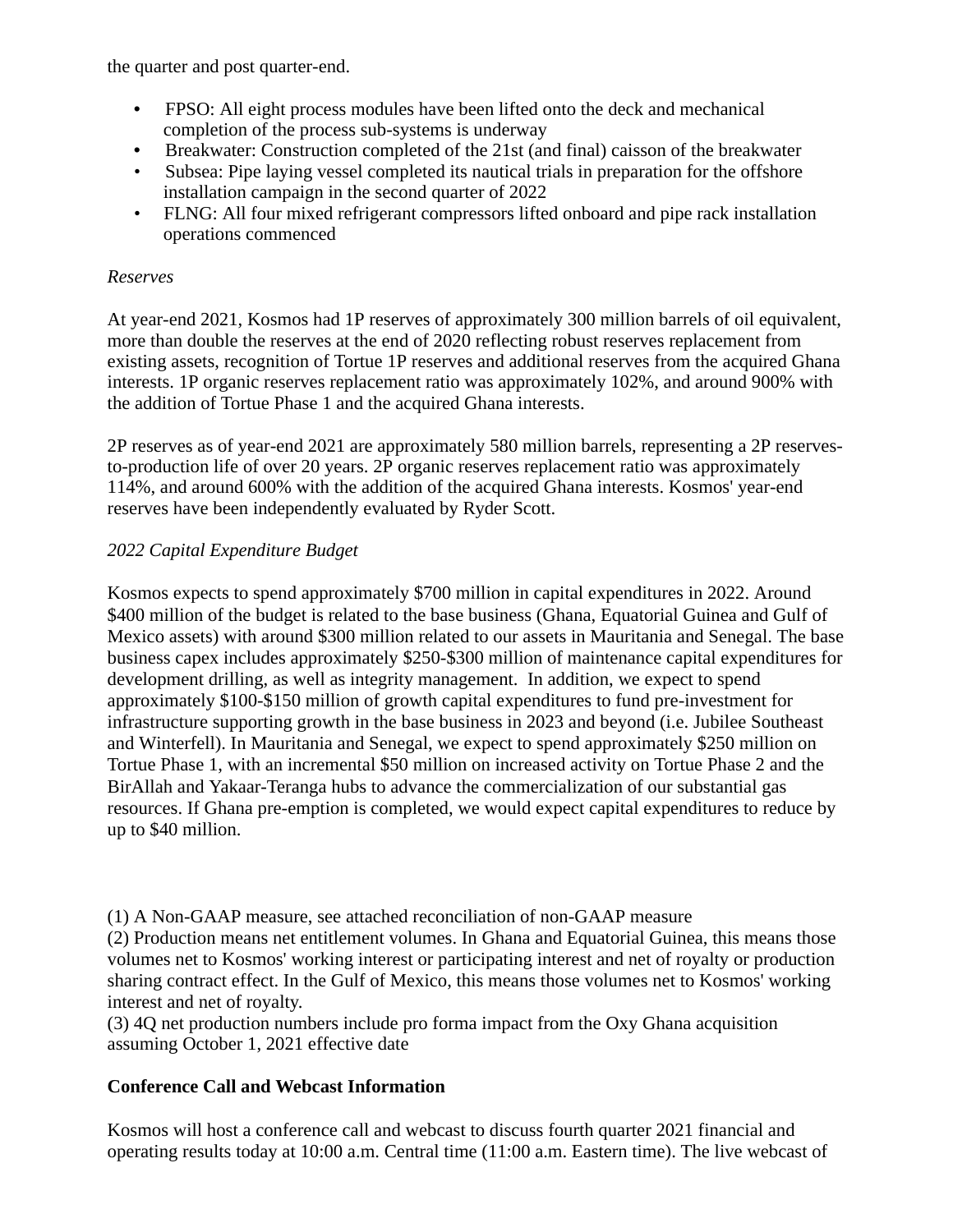the quarter and post quarter-end.

- FPSO: All eight process modules have been lifted onto the deck and mechanical completion of the process sub-systems is underway
- Breakwater: Construction completed of the 21st (and final) caisson of the breakwater
- Subsea: Pipe laying vessel completed its nautical trials in preparation for the offshore installation campaign in the second quarter of 2022
- FLNG: All four mixed refrigerant compressors lifted onboard and pipe rack installation operations commenced

*Reserves*

At year-end 2021, Kosmos had 1P reserves of approximately 300 million barrels of oil equivalent, more than double the reserves at the end of 2020 reflecting robust reserves replacement from existing assets, recognition of Tortue 1P reserves and additional reserves from the acquired Ghana interests. 1P organic reserves replacement ratio was approximately 102%, and around 900% with the addition of Tortue Phase 1 and the acquired Ghana interests.

2P reserves as of year-end 2021 are approximately 580 million barrels, representing a 2P reserves-to-production life of over 20 years. 2P organic reserves replacement ratio was approximately 114%, and around 600% with the addition of the acquired Ghana interests. Kosmos' year-end reserves have been independently evaluated by Ryder Scott.

*2022 Capital Expenditure Budget*

Kosmos expects to spend approximately $700 million in capital expenditures in 2022. Around $400 million of the budget is related to the base business (Ghana, Equatorial Guinea and Gulf of Mexico assets) with around $300 million related to our assets in Mauritania and Senegal. The base business capex includes approximately $250-$300 million of maintenance capital expenditures for development drilling, as well as integrity management. In addition, we expect to spend approximately $100-$150 million of growth capital expenditures to fund pre-investment for infrastructure supporting growth in the base business in 2023 and beyond (i.e. Jubilee Southeast and Winterfell). In Mauritania and Senegal, we expect to spend approximately $250 million on Tortue Phase 1, with an incremental $50 million on increased activity on Tortue Phase 2 and the BirAllah and Yakaar-Teranga hubs to advance the commercialization of our substantial gas resources. If Ghana pre-emption is completed, we would expect capital expenditures to reduce by up to $40 million.

(1) A Non-GAAP measure, see attached reconciliation of non-GAAP measure
(2) Production means net entitlement volumes. In Ghana and Equatorial Guinea, this means those volumes net to Kosmos' working interest or participating interest and net of royalty or production sharing contract effect. In the Gulf of Mexico, this means those volumes net to Kosmos' working interest and net of royalty.
(3) 4Q net production numbers include pro forma impact from the Oxy Ghana acquisition assuming October 1, 2021 effective date

**Conference Call and Webcast Information**

Kosmos will host a conference call and webcast to discuss fourth quarter 2021 financial and operating results today at 10:00 a.m. Central time (11:00 a.m. Eastern time). The live webcast of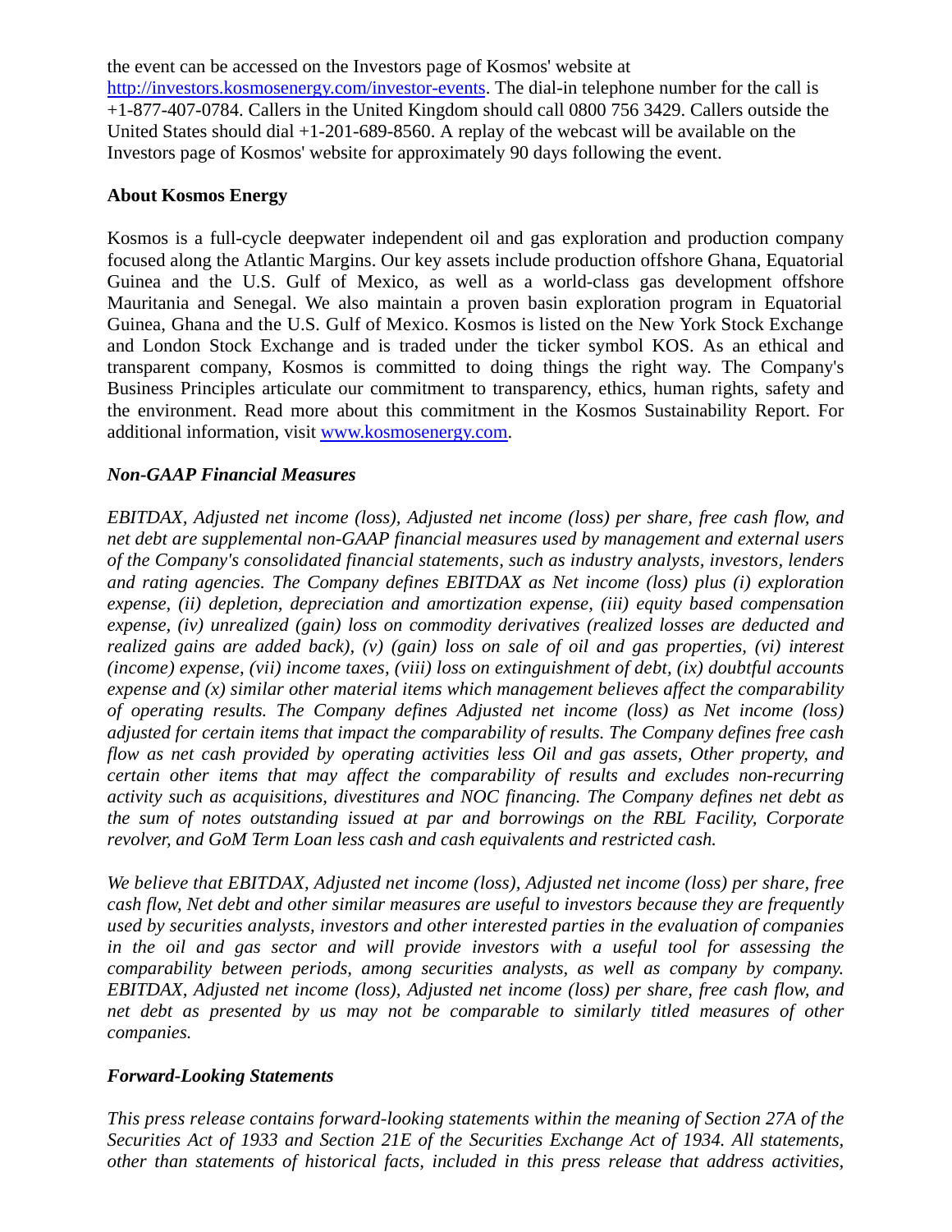the event can be accessed on the Investors page of Kosmos' website at [http://investors.kosmosenergy.com/investor-events](http://investors.kosmosenergy.com/investor-events). The dial-in telephone number for the call is +1-877-407-0784. Callers in the United Kingdom should call 0800 756 3429. Callers outside the United States should dial +1-201-689-8560. A replay of the webcast will be available on the Investors page of Kosmos' website for approximately 90 days following the event.

**About Kosmos Energy**

Kosmos is a full-cycle deepwater independent oil and gas exploration and production company focused along the Atlantic Margins. Our key assets include production offshore Ghana, Equatorial Guinea and the U.S. Gulf of Mexico, as well as a world-class gas development offshore Mauritania and Senegal. We also maintain a proven basin exploration program in Equatorial Guinea, Ghana and the U.S. Gulf of Mexico. Kosmos is listed on the New York Stock Exchange and London Stock Exchange and is traded under the ticker symbol KOS. As an ethical and transparent company, Kosmos is committed to doing things the right way. The Company's Business Principles articulate our commitment to transparency, ethics, human rights, safety and the environment. Read more about this commitment in the Kosmos Sustainability Report. For additional information, visit [www.kosmosenergy.com](http://www.kosmosenergy.com).

***Non-GAAP Financial Measures***

*EBITDAX, Adjusted net income (loss), Adjusted net income (loss) per share, free cash flow, and net debt are supplemental non-GAAP financial measures used by management and external users of the Company's consolidated financial statements, such as industry analysts, investors, lenders and rating agencies. The Company defines EBITDAX as Net income (loss) plus (i) exploration expense, (ii) depletion, depreciation and amortization expense, (iii) equity based compensation expense, (iv) unrealized (gain) loss on commodity derivatives (realized losses are deducted and realized gains are added back), (v) (gain) loss on sale of oil and gas properties, (vi) interest (income) expense, (vii) income taxes, (viii) loss on extinguishment of debt, (ix) doubtful accounts expense and (x) similar other material items which management believes affect the comparability of operating results. The Company defines Adjusted net income (loss) as Net income (loss) adjusted for certain items that impact the comparability of results. The Company defines free cash flow as net cash provided by operating activities less Oil and gas assets, Other property, and certain other items that may affect the comparability of results and excludes non-recurring activity such as acquisitions, divestitures and NOC financing. The Company defines net debt as the sum of notes outstanding issued at par and borrowings on the RBL Facility, Corporate revolver, and GoM Term Loan less cash and cash equivalents and restricted cash.*

*We believe that EBITDAX, Adjusted net income (loss), Adjusted net income (loss) per share, free cash flow, Net debt and other similar measures are useful to investors because they are frequently used by securities analysts, investors and other interested parties in the evaluation of companies in the oil and gas sector and will provide investors with a useful tool for assessing the comparability between periods, among securities analysts, as well as company by company. EBITDAX, Adjusted net income (loss), Adjusted net income (loss) per share, free cash flow, and net debt as presented by us may not be comparable to similarly titled measures of other companies.*

***Forward-Looking Statements***

*This press release contains forward-looking statements within the meaning of Section 27A of the Securities Act of 1933 and Section 21E of the Securities Exchange Act of 1934. All statements, other than statements of historical facts, included in this press release that address activities,*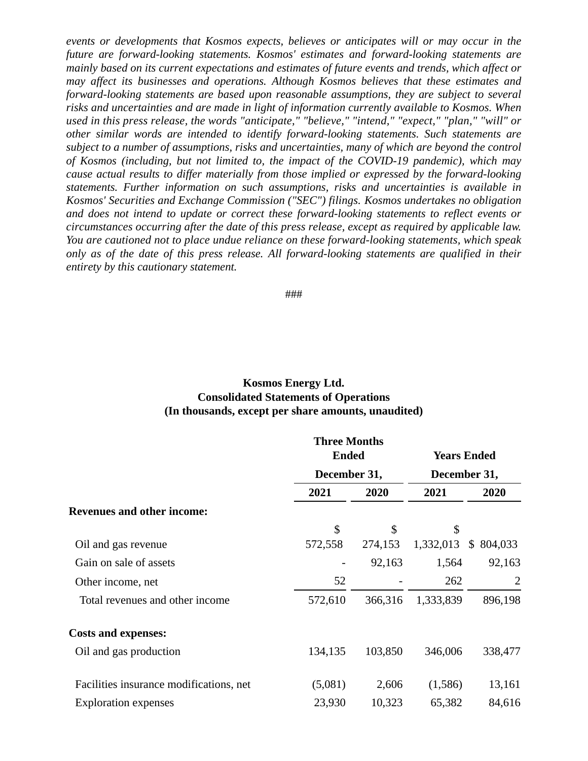*events or developments that Kosmos expects, believes or anticipates will or may occur in the future are forward-looking statements. Kosmos' estimates and forward-looking statements are mainly based on its current expectations and estimates of future events and trends, which affect or may affect its businesses and operations. Although Kosmos believes that these estimates and forward-looking statements are based upon reasonable assumptions, they are subject to several risks and uncertainties and are made in light of information currently available to Kosmos. When used in this press release, the words "anticipate," "believe," "intend," "expect," "plan," "will" or other similar words are intended to identify forward-looking statements. Such statements are subject to a number of assumptions, risks and uncertainties, many of which are beyond the control of Kosmos (including, but not limited to, the impact of the COVID-19 pandemic), which may cause actual results to differ materially from those implied or expressed by the forward-looking statements. Further information on such assumptions, risks and uncertainties is available in Kosmos' Securities and Exchange Commission ("SEC") filings. Kosmos undertakes no obligation and does not intend to update or correct these forward-looking statements to reflect events or circumstances occurring after the date of this press release, except as required by applicable law. You are cautioned not to place undue reliance on these forward-looking statements, which speak only as of the date of this press release. All forward-looking statements are qualified in their entirety by this cautionary statement.*

###

**Kosmos Energy Ltd.**
**Consolidated Statements of Operations**
**(In thousands, except per share amounts, unaudited)**

| | Three Months Ended December 31, | | Years Ended December 31, | |
|---|---|---|---|---|
| | **2021** | **2020** | **2021** | **2020** |
| **Revenues and other income:** | | | | |
| Oil and gas revenue | $ 572,558 | $ 274,153 | $ 1,332,013 | $ 804,033 |
| Gain on sale of assets | - | 92,163 | 1,564 | 92,163 |
| Other income, net | 52 | - | 262 | 2 |
| Total revenues and other income | 572,610 | 366,316 | 1,333,839 | 896,198 |
| **Costs and expenses:** | | | | |
| Oil and gas production | 134,135 | 103,850 | 346,006 | 338,477 |
| Facilities insurance modifications, net | (5,081) | 2,606 | (1,586) | 13,161 |
| Exploration expenses | 23,930 | 10,323 | 65,382 | 84,616 |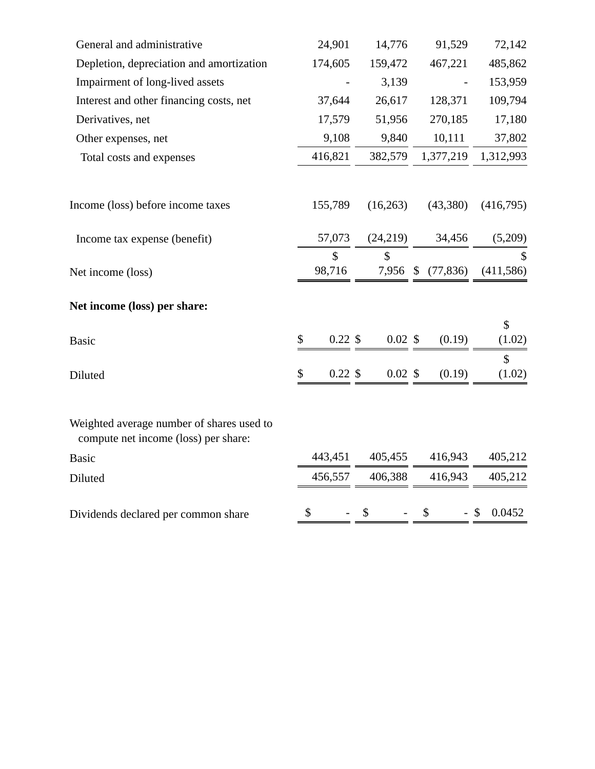| | | | | |
|---|---|---|---|---|
| General and administrative | 24,901 | 14,776 | 91,529 | 72,142 |
| Depletion, depreciation and amortization | 174,605 | 159,472 | 467,221 | 485,862 |
| Impairment of long-lived assets | - | 3,139 | - | 153,959 |
| Interest and other financing costs, net | 37,644 | 26,617 | 128,371 | 109,794 |
| Derivatives, net | 17,579 | 51,956 | 270,185 | 17,180 |
| Other expenses, net | 9,108 | 9,840 | 10,111 | 37,802 |
| Total costs and expenses | 416,821 | 382,579 | 1,377,219 | 1,312,993 |
| | | | | |
| Income (loss) before income taxes | 155,789 | (16,263) | (43,380) | (416,795) |
| | | | | |
| Income tax expense (benefit) | 57,073 | (24,219) | 34,456 | (5,209) |
| Net income (loss) | $ 98,716 | $ 7,956 | $ (77,836) | $ (411,586) |
| | | | | |
| **Net income (loss) per share:** | | | | |
| Basic | $ 0.22 | $ 0.02 | $ (0.19) | $ (1.02) |
| Diluted | $ 0.22 | $ 0.02 | $ (0.19) | $ (1.02) |
| | | | | |
| Weighted average number of shares used to compute net income (loss) per share: | | | | |
| Basic | 443,451 | 405,455 | 416,943 | 405,212 |
| Diluted | 456,557 | 406,388 | 416,943 | 405,212 |
| | | | | |
| Dividends declared per common share | $ - | $ - | $ - | $ 0.0452 |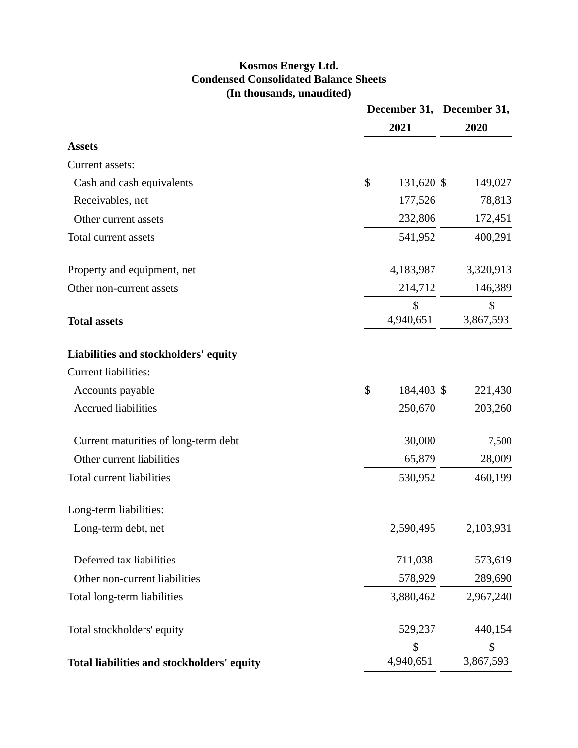**Kosmos Energy Ltd.**
**Condensed Consolidated Balance Sheets**
**(In thousands, unaudited)**

| | December 31, 2021 | December 31, 2020 |
|---|---|---|
| **Assets** | | |
| Current assets: | | |
| Cash and cash equivalents | $ 131,620 | $ 149,027 |
| Receivables, net | 177,526 | 78,813 |
| Other current assets | 232,806 | 172,451 |
| Total current assets | 541,952 | 400,291 |
| | | |
| Property and equipment, net | 4,183,987 | 3,320,913 |
| Other non-current assets | 214,712 | 146,389 |
| **Total assets** | $ 4,940,651 | $ 3,867,593 |
| | | |
| **Liabilities and stockholders' equity** | | |
| Current liabilities: | | |
| Accounts payable | $ 184,403 | $ 221,430 |
| Accrued liabilities | 250,670 | 203,260 |
| Current maturities of long-term debt | 30,000 | 7,500 |
| Other current liabilities | 65,879 | 28,009 |
| Total current liabilities | 530,952 | 460,199 |
| | | |
| Long-term liabilities: | | |
| Long-term debt, net | 2,590,495 | 2,103,931 |
| Deferred tax liabilities | 711,038 | 573,619 |
| Other non-current liabilities | 578,929 | 289,690 |
| Total long-term liabilities | 3,880,462 | 2,967,240 |
| | | |
| Total stockholders' equity | 529,237 | 440,154 |
| **Total liabilities and stockholders' equity** | $ 4,940,651 | $ 3,867,593 |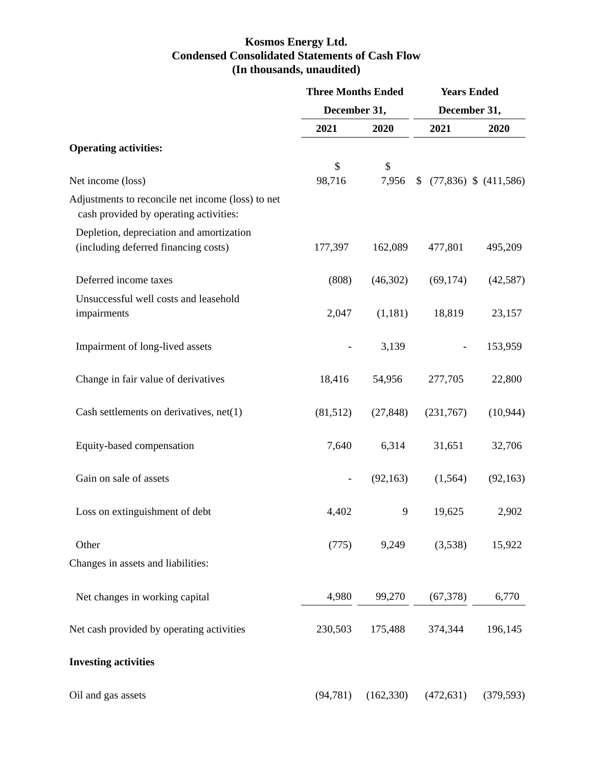**Kosmos Energy Ltd.**
**Condensed Consolidated Statements of Cash Flow**
**(In thousands, unaudited)**

| | Three Months Ended | | Years Ended | |
|---|---|---|---|---|
| | December 31, | | December 31, | |
| | 2021 | 2020 | 2021 | 2020 |
| **Operating activities:** | | | | |
| Net income (loss) | $ 98,716 | $ 7,956 | $ (77,836) | $ (411,586) |
| Adjustments to reconcile net income (loss) to net cash provided by operating activities: | | | | |
| Depletion, depreciation and amortization (including deferred financing costs) | 177,397 | 162,089 | 477,801 | 495,209 |
| Deferred income taxes | (808) | (46,302) | (69,174) | (42,587) |
| Unsuccessful well costs and leasehold impairments | 2,047 | (1,181) | 18,819 | 23,157 |
| Impairment of long-lived assets | - | 3,139 | - | 153,959 |
| Change in fair value of derivatives | 18,416 | 54,956 | 277,705 | 22,800 |
| Cash settlements on derivatives, net(1) | (81,512) | (27,848) | (231,767) | (10,944) |
| Equity-based compensation | 7,640 | 6,314 | 31,651 | 32,706 |
| Gain on sale of assets | - | (92,163) | (1,564) | (92,163) |
| Loss on extinguishment of debt | 4,402 | 9 | 19,625 | 2,902 |
| Other | (775) | 9,249 | (3,538) | 15,922 |
| Changes in assets and liabilities: | | | | |
| Net changes in working capital | 4,980 | 99,270 | (67,378) | 6,770 |
| Net cash provided by operating activities | 230,503 | 175,488 | 374,344 | 196,145 |
| **Investing activities** | | | | |
| Oil and gas assets | (94,781) | (162,330) | (472,631) | (379,593) |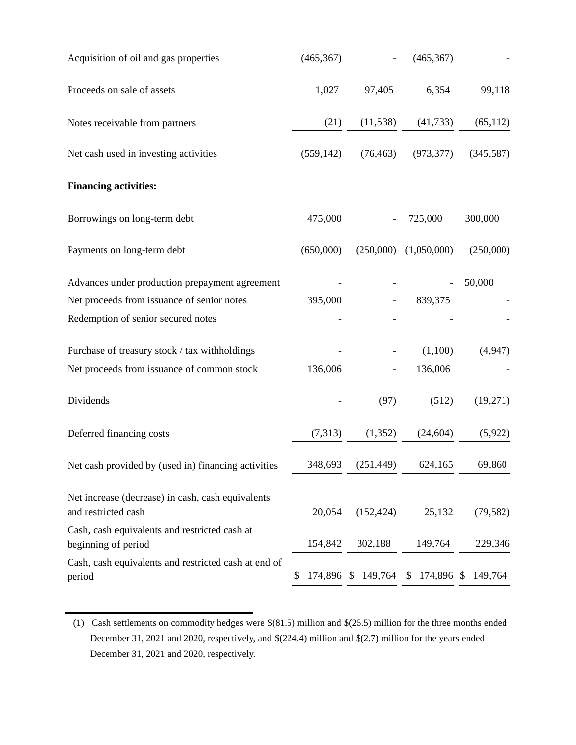| | | | | |
|---|---|---|---|---|
| Acquisition of oil and gas properties | (465,367) | - | (465,367) | - |
| Proceeds on sale of assets | 1,027 | 97,405 | 6,354 | 99,118 |
| Notes receivable from partners | (21) | (11,538) | (41,733) | (65,112) |
| Net cash used in investing activities | (559,142) | (76,463) | (973,377) | (345,587) |
| **Financing activities:** | | | | |
| Borrowings on long-term debt | 475,000 | - | 725,000 | 300,000 |
| Payments on long-term debt | (650,000) | (250,000) | (1,050,000) | (250,000) |
| Advances under production prepayment agreement | - | - | - | 50,000 |
| Net proceeds from issuance of senior notes | 395,000 | - | 839,375 | - |
| Redemption of senior secured notes | - | - | - | - |
| Purchase of treasury stock / tax withholdings | - | - | (1,100) | (4,947) |
| Net proceeds from issuance of common stock | 136,006 | - | 136,006 | - |
| Dividends | - | (97) | (512) | (19,271) |
| Deferred financing costs | (7,313) | (1,352) | (24,604) | (5,922) |
| Net cash provided by (used in) financing activities | 348,693 | (251,449) | 624,165 | 69,860 |
| Net increase (decrease) in cash, cash equivalents and restricted cash | 20,054 | (152,424) | 25,132 | (79,582) |
| Cash, cash equivalents and restricted cash at beginning of period | 154,842 | 302,188 | 149,764 | 229,346 |
| Cash, cash equivalents and restricted cash at end of period | $ 174,896 | $ 149,764 | $ 174,896 | $ 149,764 |

(1) Cash settlements on commodity hedges were $(81.5) million and $(25.5) million for the three months ended December 31, 2021 and 2020, respectively, and $(224.4) million and $(2.7) million for the years ended December 31, 2021 and 2020, respectively.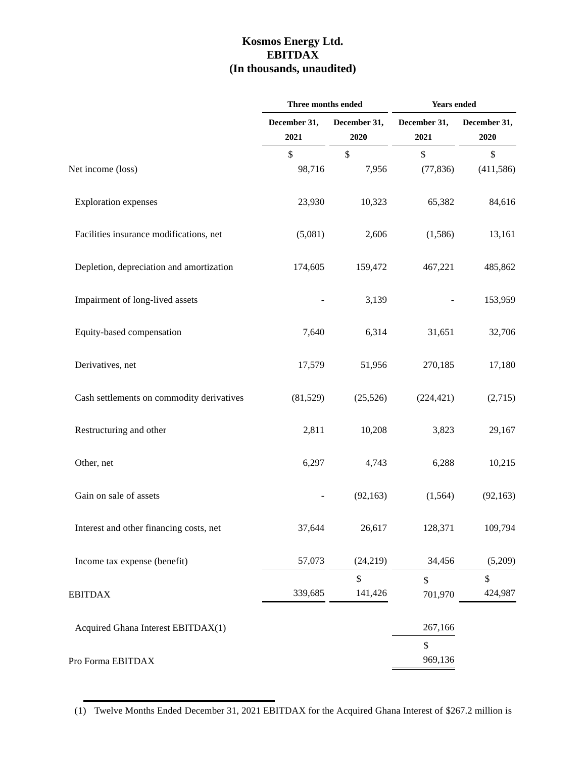# Kosmos Energy Ltd.
## EBITDAX
### (In thousands, unaudited)

| | Three months ended | | Years ended | |
|---|---|---|---|---|
| | December 31, 2021 | December 31, 2020 | December 31, 2021 | December 31, 2020 |
| | $ | $ | $ | $ |
| Net income (loss) | 98,716 | 7,956 | (77,836) | (411,586) |
| Exploration expenses | 23,930 | 10,323 | 65,382 | 84,616 |
| Facilities insurance modifications, net | (5,081) | 2,606 | (1,586) | 13,161 |
| Depletion, depreciation and amortization | 174,605 | 159,472 | 467,221 | 485,862 |
| Impairment of long-lived assets | - | 3,139 | - | 153,959 |
| Equity-based compensation | 7,640 | 6,314 | 31,651 | 32,706 |
| Derivatives, net | 17,579 | 51,956 | 270,185 | 17,180 |
| Cash settlements on commodity derivatives | (81,529) | (25,526) | (224,421) | (2,715) |
| Restructuring and other | 2,811 | 10,208 | 3,823 | 29,167 |
| Other, net | 6,297 | 4,743 | 6,288 | 10,215 |
| Gain on sale of assets | - | (92,163) | (1,564) | (92,163) |
| Interest and other financing costs, net | 37,644 | 26,617 | 128,371 | 109,794 |
| Income tax expense (benefit) | 57,073 | (24,219) | 34,456 | (5,209) |
| EBITDAX | 339,685 | $ 141,426 | $ 701,970 | $ 424,987 |
| Acquired Ghana Interest EBITDAX(1) | | | 267,166 | |
| Pro Forma EBITDAX | | | $ 969,136 | |

(1) Twelve Months Ended December 31, 2021 EBITDAX for the Acquired Ghana Interest of $267.2 million is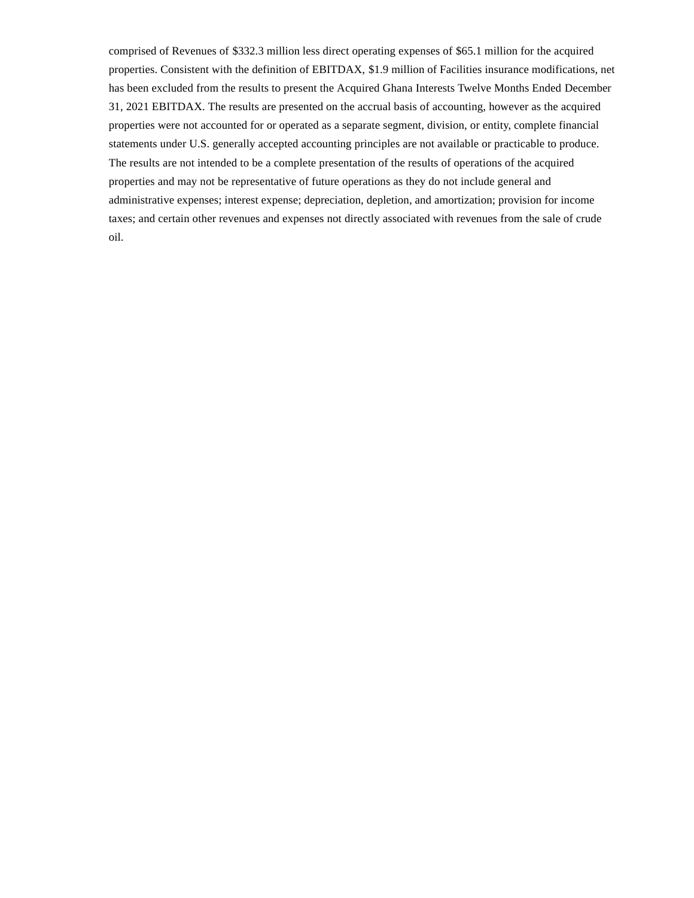comprised of Revenues of $332.3 million less direct operating expenses of $65.1 million for the acquired properties. Consistent with the definition of EBITDAX, $1.9 million of Facilities insurance modifications, net has been excluded from the results to present the Acquired Ghana Interests Twelve Months Ended December 31, 2021 EBITDAX. The results are presented on the accrual basis of accounting, however as the acquired properties were not accounted for or operated as a separate segment, division, or entity, complete financial statements under U.S. generally accepted accounting principles are not available or practicable to produce. The results are not intended to be a complete presentation of the results of operations of the acquired properties and may not be representative of future operations as they do not include general and administrative expenses; interest expense; depreciation, depletion, and amortization; provision for income taxes; and certain other revenues and expenses not directly associated with revenues from the sale of crude oil.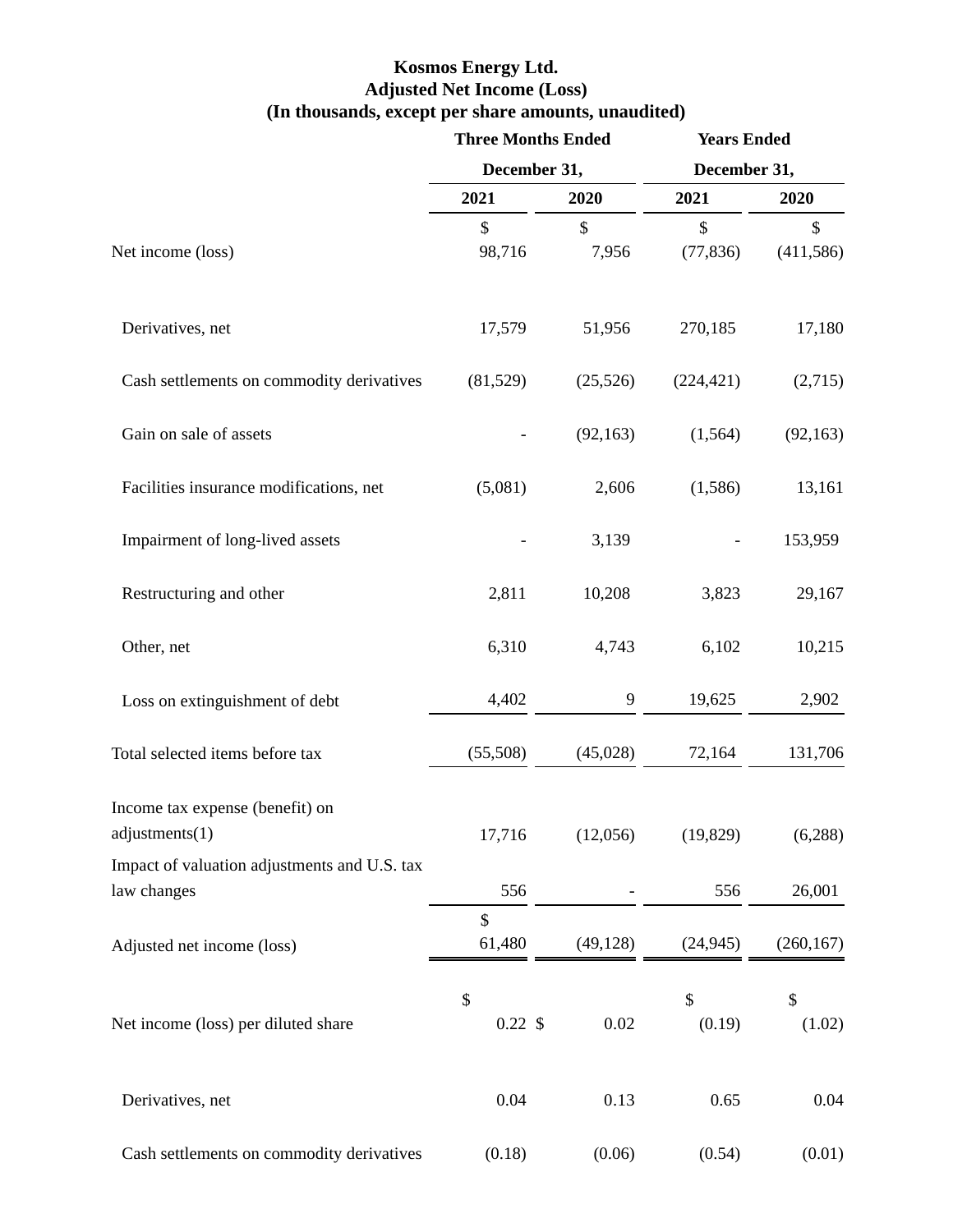**Kosmos Energy Ltd.**
**Adjusted Net Income (Loss)**
**(In thousands, except per share amounts, unaudited)**

| | Three Months Ended December 31, | | Years Ended December 31, | |
|---|---|---|---|---|
| | 2021 | 2020 | 2021 | 2020 |
| Net income (loss) | $ 98,716 | $ 7,956 | $ (77,836) | $ (411,586) |
| Derivatives, net | 17,579 | 51,956 | 270,185 | 17,180 |
| Cash settlements on commodity derivatives | (81,529) | (25,526) | (224,421) | (2,715) |
| Gain on sale of assets | - | (92,163) | (1,564) | (92,163) |
| Facilities insurance modifications, net | (5,081) | 2,606 | (1,586) | 13,161 |
| Impairment of long-lived assets | - | 3,139 | - | 153,959 |
| Restructuring and other | 2,811 | 10,208 | 3,823 | 29,167 |
| Other, net | 6,310 | 4,743 | 6,102 | 10,215 |
| Loss on extinguishment of debt | 4,402 | 9 | 19,625 | 2,902 |
| Total selected items before tax | (55,508) | (45,028) | 72,164 | 131,706 |
| Income tax expense (benefit) on adjustments(1) | 17,716 | (12,056) | (19,829) | (6,288) |
| Impact of valuation adjustments and U.S. tax law changes | 556 | - | 556 | 26,001 |
| Adjusted net income (loss) | $ 61,480 | (49,128) | (24,945) | (260,167) |
| Net income (loss) per diluted share | $ 0.22 | $ 0.02 | $ (0.19) | $ (1.02) |
| Derivatives, net | 0.04 | 0.13 | 0.65 | 0.04 |
| Cash settlements on commodity derivatives | (0.18) | (0.06) | (0.54) | (0.01) |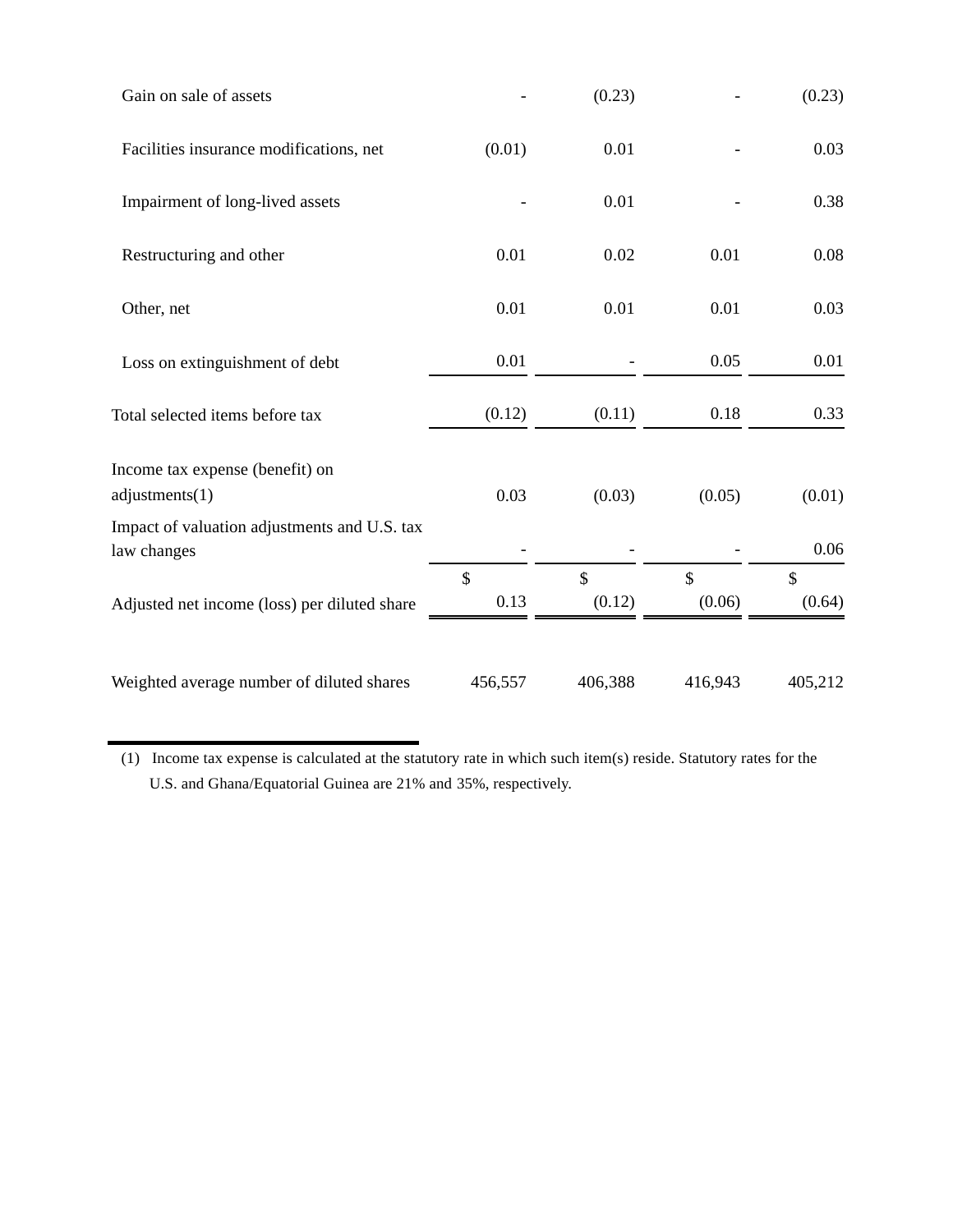| | | | | |
|---|---|---|---|---|
| Gain on sale of assets | - | (0.23) | - | (0.23) |
| Facilities insurance modifications, net | (0.01) | 0.01 | - | 0.03 |
| Impairment of long-lived assets | - | 0.01 | - | 0.38 |
| Restructuring and other | 0.01 | 0.02 | 0.01 | 0.08 |
| Other, net | 0.01 | 0.01 | 0.01 | 0.03 |
| Loss on extinguishment of debt | 0.01 | - | 0.05 | 0.01 |
| Total selected items before tax | (0.12) | (0.11) | 0.18 | 0.33 |
| Income tax expense (benefit) on adjustments(1) | 0.03 | (0.03) | (0.05) | (0.01) |
| Impact of valuation adjustments and U.S. tax law changes | - | - | - | 0.06 |
| Adjusted net income (loss) per diluted share | $ 0.13 | $ (0.12) | $ (0.06) | $ (0.64) |
| Weighted average number of diluted shares | 456,557 | 406,388 | 416,943 | 405,212 |

(1) Income tax expense is calculated at the statutory rate in which such item(s) reside. Statutory rates for the U.S. and Ghana/Equatorial Guinea are 21% and 35%, respectively.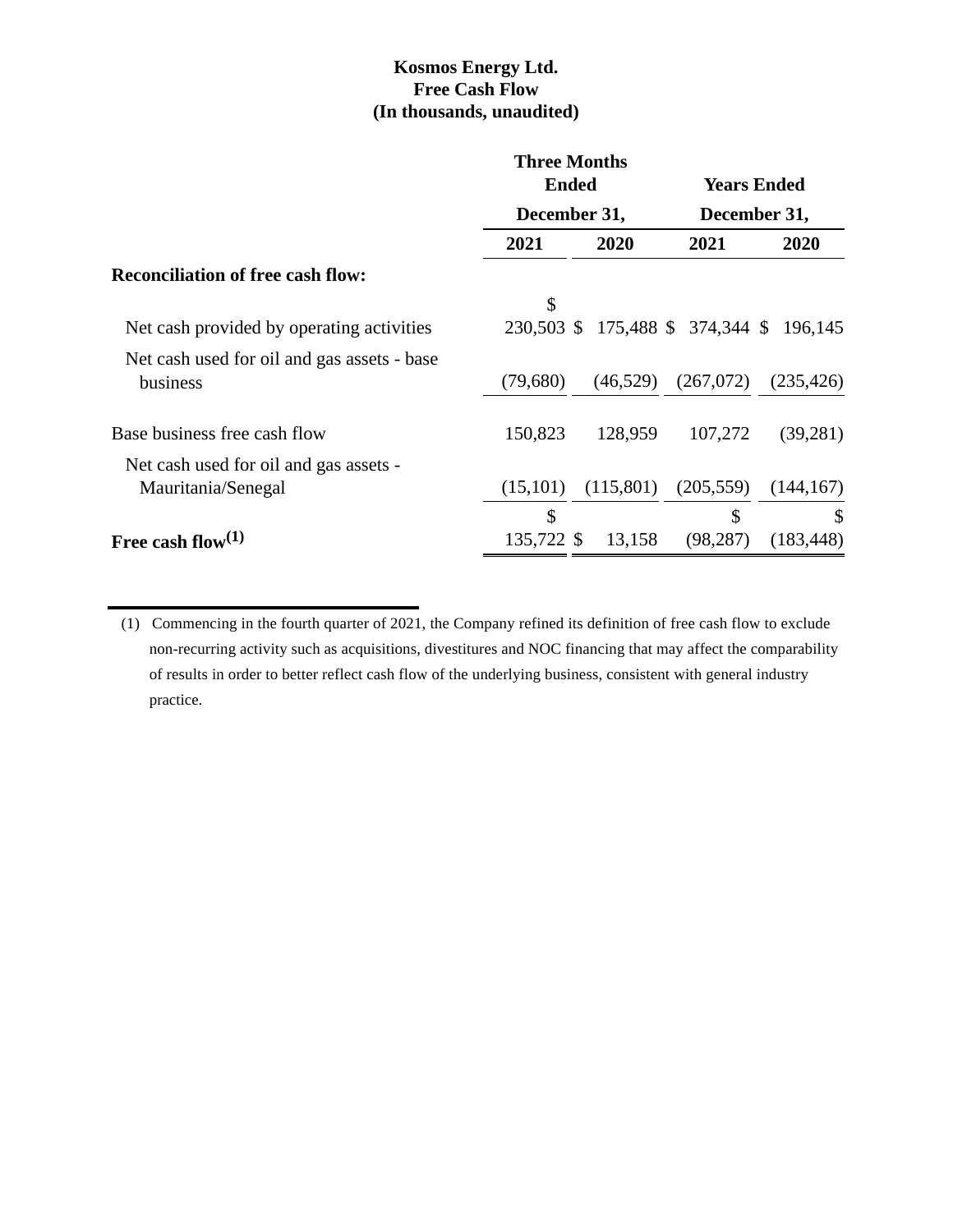**Kosmos Energy Ltd.**
**Free Cash Flow**
**(In thousands, unaudited)**

| | Three Months Ended December 31, | | Years Ended December 31, | |
|---|---|---|---|---|
| | **2021** | **2020** | **2021** | **2020** |
| **Reconciliation of free cash flow:** | | | | |
| Net cash provided by operating activities | $ 230,503 | $ 175,488 | $ 374,344 | $ 196,145 |
| Net cash used for oil and gas assets - base business | (79,680) | (46,529) | (267,072) | (235,426) |
| Base business free cash flow | 150,823 | 128,959 | 107,272 | (39,281) |
| Net cash used for oil and gas assets - Mauritania/Senegal | (15,101) | (115,801) | (205,559) | (144,167) |
| **Free cash flow[(1)]** | $ 135,722 | $ 13,158 | $ (98,287) | $ (183,448) |

(1) Commencing in the fourth quarter of 2021, the Company refined its definition of free cash flow to exclude non-recurring activity such as acquisitions, divestitures and NOC financing that may affect the comparability of results in order to better reflect cash flow of the underlying business, consistent with general industry practice.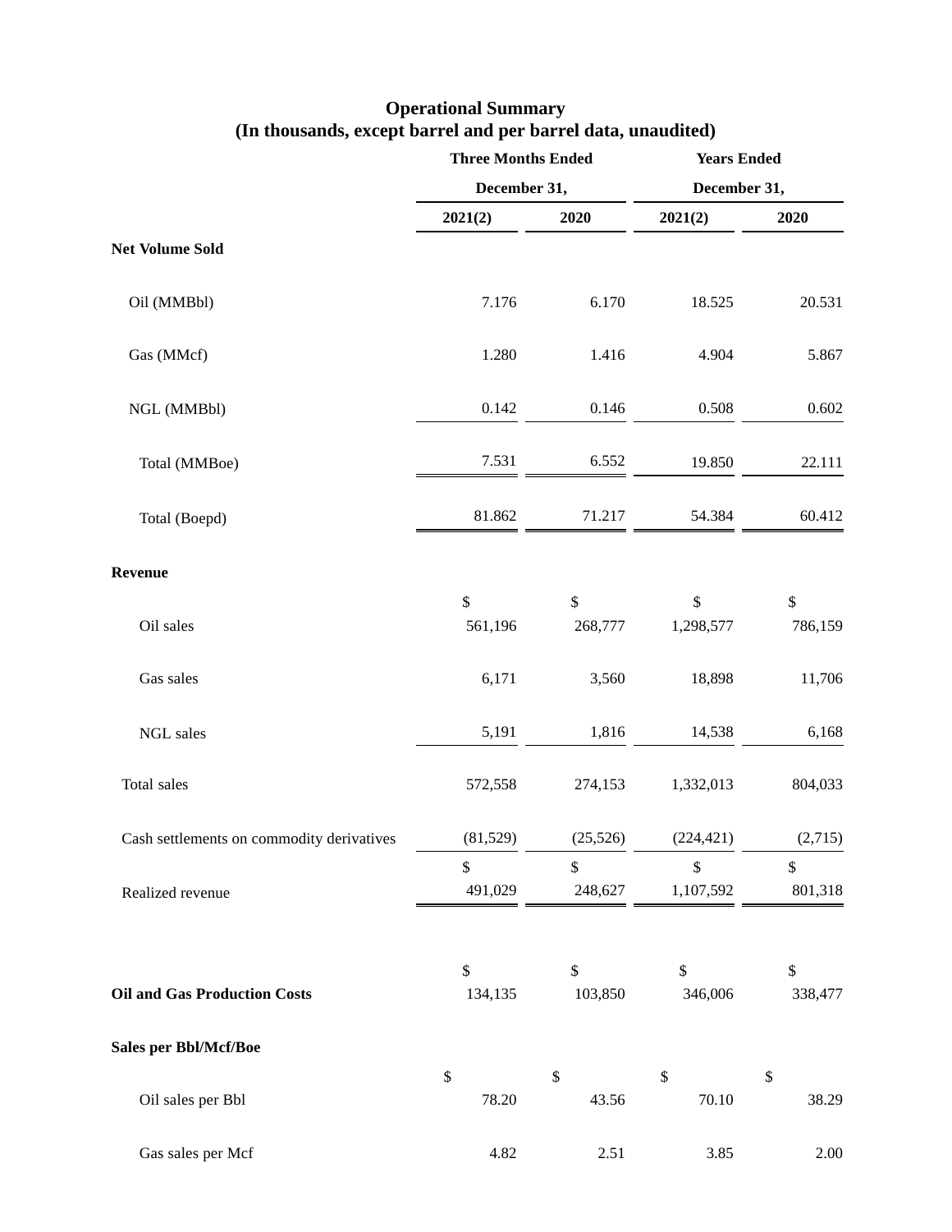**Operational Summary**
**(In thousands, except barrel and per barrel data, unaudited)**

| | Three Months Ended December 31, | | Years Ended December 31, | |
|---|---|---|---|---|
| | 2021(2) | 2020 | 2021(2) | 2020 |
| **Net Volume Sold** | | | | |
| Oil (MMBbl) | 7.176 | 6.170 | 18.525 | 20.531 |
| Gas (MMcf) | 1.280 | 1.416 | 4.904 | 5.867 |
| NGL (MMBbl) | 0.142 | 0.146 | 0.508 | 0.602 |
| Total (MMBoe) | 7.531 | 6.552 | 19.850 | 22.111 |
| Total (Boepd) | 81.862 | 71.217 | 54.384 | 60.412 |
| **Revenue** | | | | |
| Oil sales | $ 561,196 | $ 268,777 | $ 1,298,577 | $ 786,159 |
| Gas sales | 6,171 | 3,560 | 18,898 | 11,706 |
| NGL sales | 5,191 | 1,816 | 14,538 | 6,168 |
| Total sales | 572,558 | 274,153 | 1,332,013 | 804,033 |
| Cash settlements on commodity derivatives | (81,529) | (25,526) | (224,421) | (2,715) |
| Realized revenue | $ 491,029 | $ 248,627 | $ 1,107,592 | $ 801,318 |
| **Oil and Gas Production Costs** | $ 134,135 | $ 103,850 | $ 346,006 | $ 338,477 |
| **Sales per Bbl/Mcf/Boe** | | | | |
| Oil sales per Bbl | $ 78.20 | $ 43.56 | $ 70.10 | $ 38.29 |
| Gas sales per Mcf | 4.82 | 2.51 | 3.85 | 2.00 |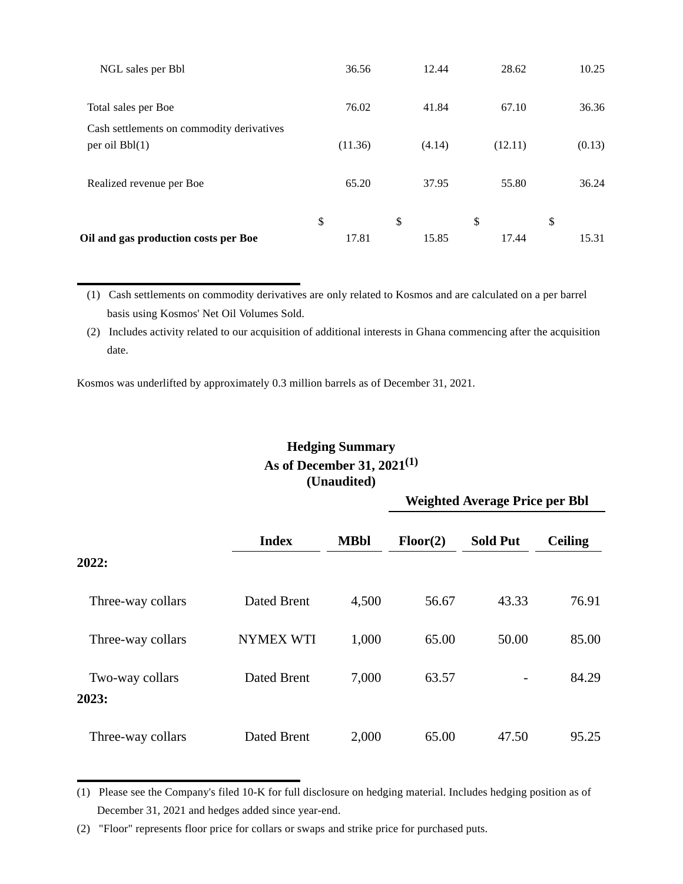| | | | | |
|---|---|---|---|---|
| NGL sales per Bbl | 36.56 | 12.44 | 28.62 | 10.25 |
| Total sales per Boe | 76.02 | 41.84 | 67.10 | 36.36 |
| Cash settlements on commodity derivatives per oil Bbl(1) | (11.36) | (4.14) | (12.11) | (0.13) |
| Realized revenue per Boe | 65.20 | 37.95 | 55.80 | 36.24 |
| **Oil and gas production costs per Boe** | $ 17.81 | $ 15.85 | $ 17.44 | $ 15.31 |

(1) Cash settlements on commodity derivatives are only related to Kosmos and are calculated on a per barrel basis using Kosmos' Net Oil Volumes Sold.

(2) Includes activity related to our acquisition of additional interests in Ghana commencing after the acquisition date.

Kosmos was underlifted by approximately 0.3 million barrels as of December 31, 2021.

## Hedging Summary
## As of December 31, 2021(1)
## (Unaudited)

| | | | Weighted Average Price per Bbl | | |
|---|---|---|---|---|---|
| | **Index** | **MBbl** | **Floor(2)** | **Sold Put** | **Ceiling** |
| **2022:** | | | | | |
| Three-way collars | Dated Brent | 4,500 | 56.67 | 43.33 | 76.91 |
| Three-way collars | NYMEX WTI | 1,000 | 65.00 | 50.00 | 85.00 |
| Two-way collars | Dated Brent | 7,000 | 63.57 | - | 84.29 |
| **2023:** | | | | | |
| Three-way collars | Dated Brent | 2,000 | 65.00 | 47.50 | 95.25 |

(1) Please see the Company's filed 10-K for full disclosure on hedging material. Includes hedging position as of December 31, 2021 and hedges added since year-end.

(2) "Floor" represents floor price for collars or swaps and strike price for purchased puts.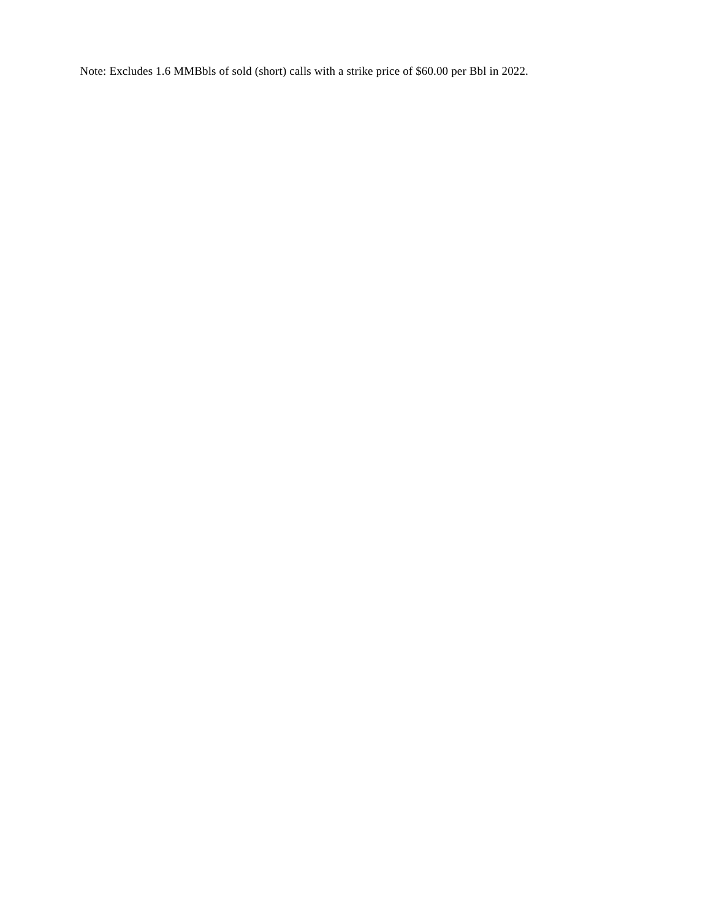Note: Excludes 1.6 MMBbls of sold (short) calls with a strike price of $60.00 per Bbl in 2022.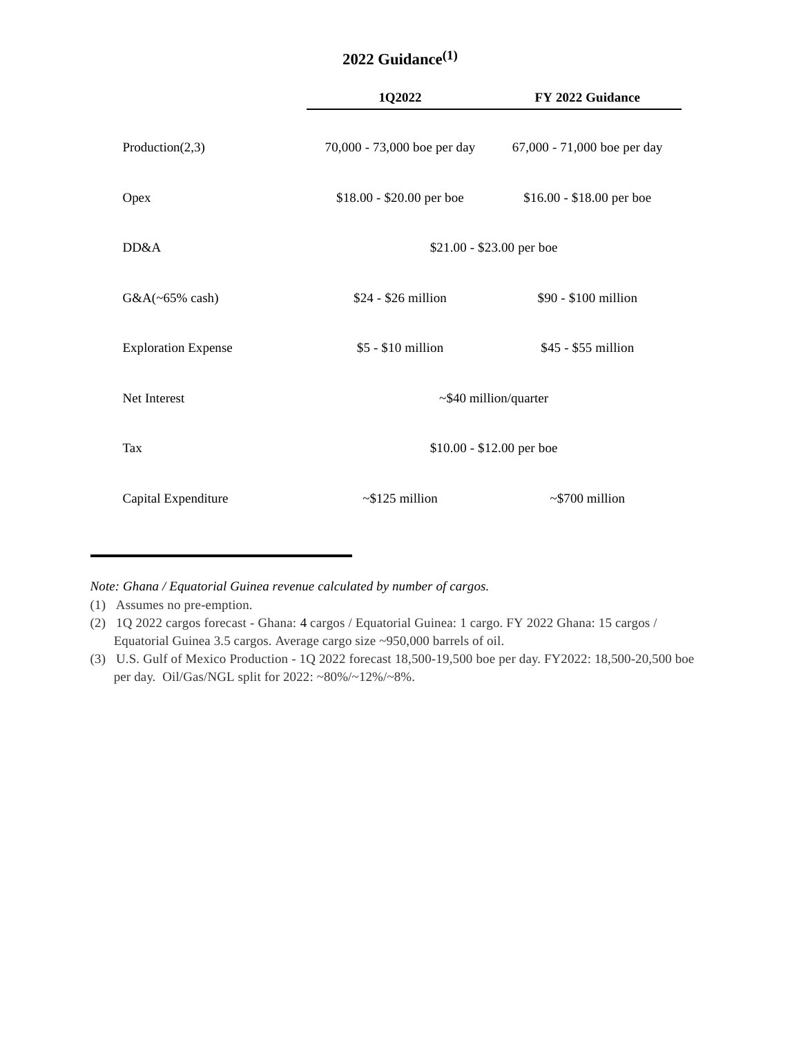## 2022 Guidance[1]

| | 1Q2022 | FY 2022 Guidance |
|---|---|---|
| Production(2,3) | 70,000 - 73,000 boe per day | 67,000 - 71,000 boe per day |
| Opex | \$18.00 - \$20.00 per boe | \$16.00 - \$18.00 per boe |
| DD&A | \$21.00 - \$23.00 per boe | |
| G&A(~65% cash) | \$24 - \$26 million | \$90 - \$100 million |
| Exploration Expense | \$5 - \$10 million | \$45 - \$55 million |
| Net Interest | ~\$40 million/quarter | |
| Tax | \$10.00 - \$12.00 per boe | |
| Capital Expenditure | ~\$125 million | ~\$700 million |

*Note: Ghana / Equatorial Guinea revenue calculated by number of cargos.*

(1) Assumes no pre-emption.

(2) 1Q 2022 cargos forecast - Ghana: 4 cargos / Equatorial Guinea: 1 cargo. FY 2022 Ghana: 15 cargos / Equatorial Guinea 3.5 cargos. Average cargo size ~950,000 barrels of oil.

(3) U.S. Gulf of Mexico Production - 1Q 2022 forecast 18,500-19,500 boe per day. FY2022: 18,500-20,500 boe per day. Oil/Gas/NGL split for 2022: ~80%/~12%/~8%.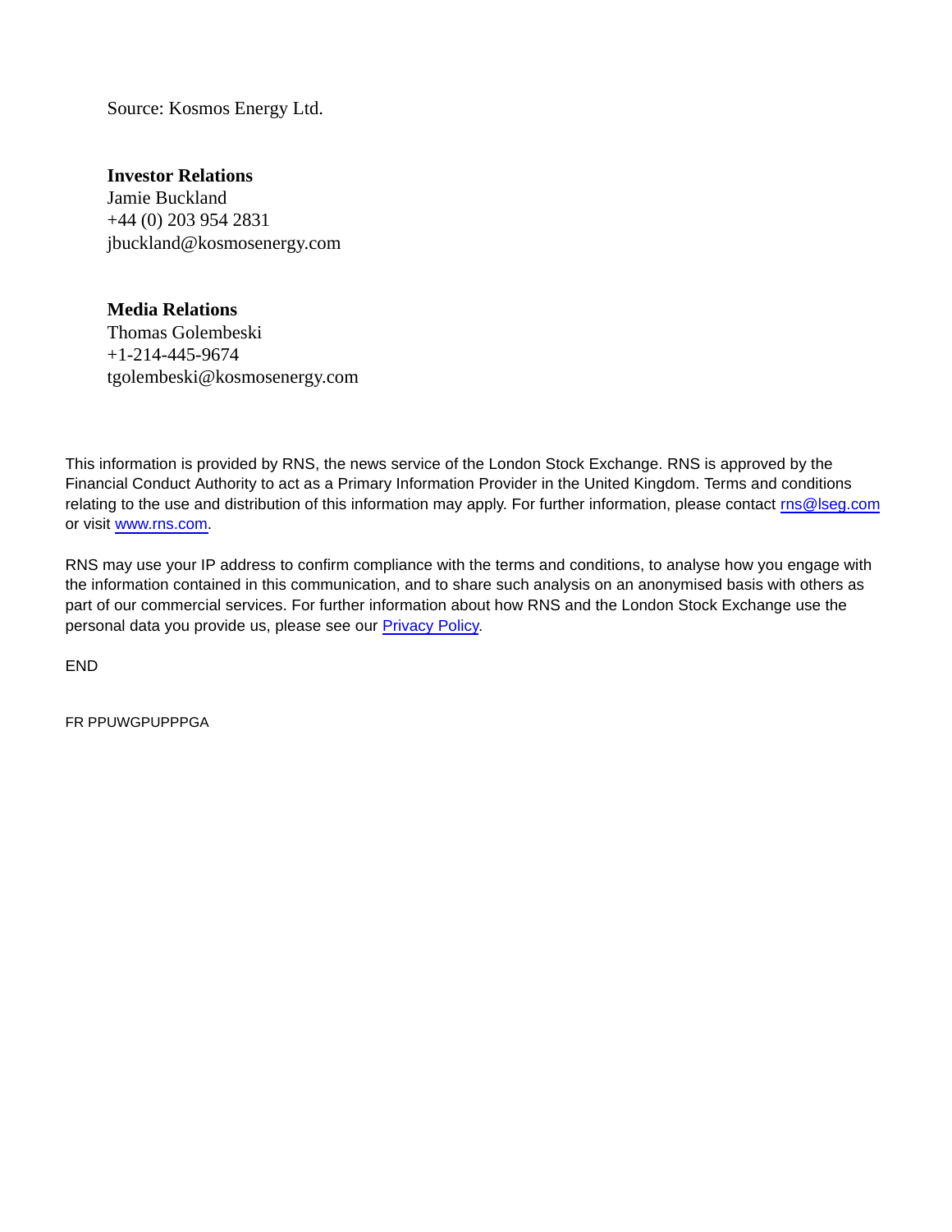Source: Kosmos Energy Ltd.

**Investor Relations**
Jamie Buckland
+44 (0) 203 954 2831
jbuckland@kosmosenergy.com

**Media Relations**
Thomas Golembeski
+1-214-445-9674
tgolembeski@kosmosenergy.com

This information is provided by RNS, the news service of the London Stock Exchange. RNS is approved by the Financial Conduct Authority to act as a Primary Information Provider in the United Kingdom. Terms and conditions relating to the use and distribution of this information may apply. For further information, please contact rns@lseg.com or visit www.rns.com.

RNS may use your IP address to confirm compliance with the terms and conditions, to analyse how you engage with the information contained in this communication, and to share such analysis on an anonymised basis with others as part of our commercial services. For further information about how RNS and the London Stock Exchange use the personal data you provide us, please see our Privacy Policy.

END

FR PPUWGPUPPPGA